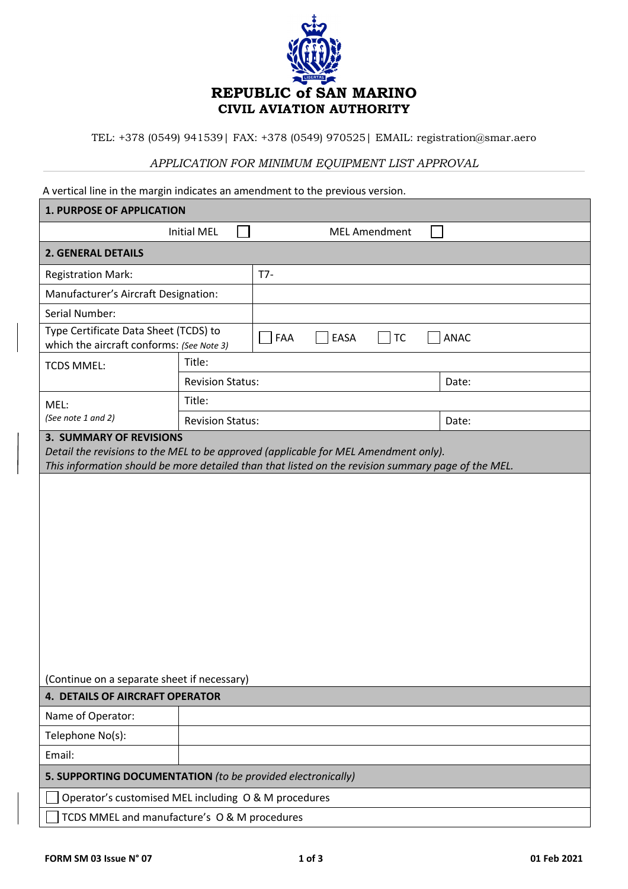# REPUBLIC of SAN MARINO
## CIVIL AVIATION AUTHORITY

TEL: +378 (0549) 941539| FAX: +378 (0549) 970525| EMAIL: registration@smar.aero

*APPLICATION FOR MINIMUM EQUIPMENT LIST APPROVAL*

A vertical line in the margin indicates an amendment to the previous version.

| **1. PURPOSE OF APPLICATION** | | | |
|---|---|---|---|
| Initial MEL ☐ | | MEL Amendment ☐ | |
| **2. GENERAL DETAILS** | | | |
| Registration Mark: | | T7- | |
| Manufacturer's Aircraft Designation: | | | |
| Serial Number: | | | |
| Type Certificate Data Sheet (TCDS) to which the aircraft conforms: *(See Note 3)* | | ☐ FAA ☐ EASA ☐ TC ☐ ANAC | |
| TCDS MMEL: | Title: | | |
| | Revision Status: | | Date: |
| MEL: *(See note 1 and 2)* | Title: | | |
| | Revision Status: | | Date: |

**3. SUMMARY OF REVISIONS**

*Detail the revisions to the MEL to be approved (applicable for MEL Amendment only).*
*This information should be more detailed than that listed on the revision summary page of the MEL.*

(Continue on a separate sheet if necessary)

| **4. DETAILS OF AIRCRAFT OPERATOR** | |
|---|---|
| Name of Operator: | |
| Telephone No(s): | |
| Email: | |

**5. SUPPORTING DOCUMENTATION** *(to be provided electronically)*

- ☐ Operator's customised MEL including O & M procedures
- ☐ TCDS MMEL and manufacture's O & M procedures

FORM SM 03 Issue N° 07 01 Feb 2021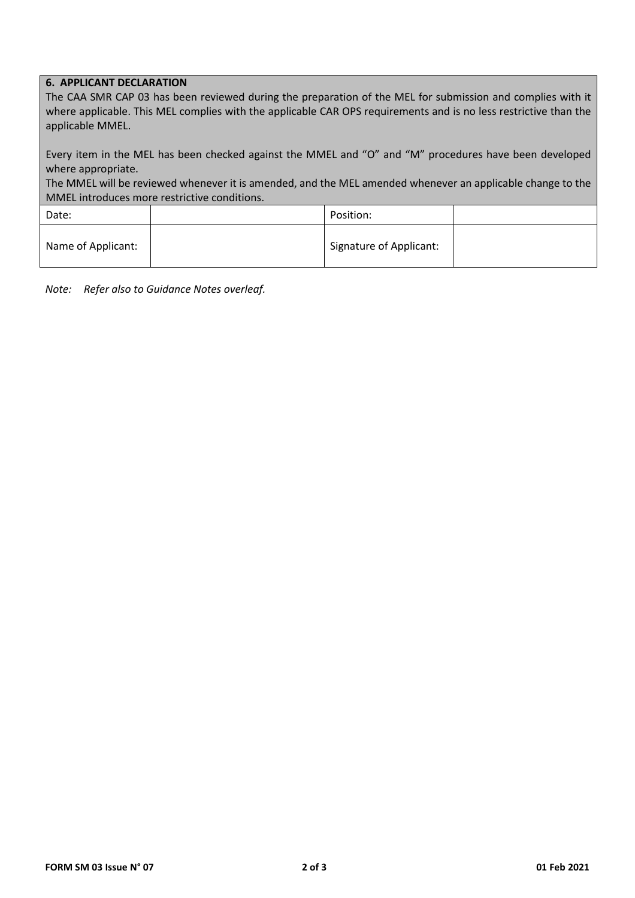**6. APPLICANT DECLARATION**

The CAA SMR CAP 03 has been reviewed during the preparation of the MEL for submission and complies with it where applicable. This MEL complies with the applicable CAR OPS requirements and is no less restrictive than the applicable MMEL.

Every item in the MEL has been checked against the MMEL and "O" and "M" procedures have been developed where appropriate.

The MMEL will be reviewed whenever it is amended, and the MEL amended whenever an applicable change to the MMEL introduces more restrictive conditions.

| | | | |
|---|---|---|---|
| Date: | | Position: | |
| Name of Applicant: | | Signature of Applicant: | |

*Note: Refer also to Guidance Notes overleaf.*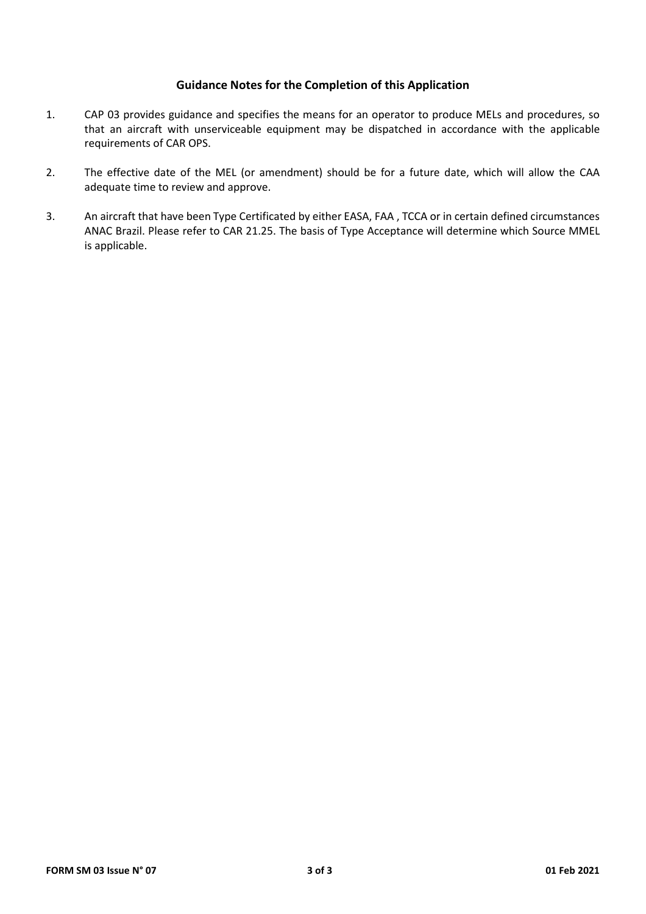## Guidance Notes for the Completion of this Application

1. CAP 03 provides guidance and specifies the means for an operator to produce MELs and procedures, so that an aircraft with unserviceable equipment may be dispatched in accordance with the applicable requirements of CAR OPS.

2. The effective date of the MEL (or amendment) should be for a future date, which will allow the CAA adequate time to review and approve.

3. An aircraft that have been Type Certificated by either EASA, FAA , TCCA or in certain defined circumstances ANAC Brazil. Please refer to CAR 21.25. The basis of Type Acceptance will determine which Source MMEL is applicable.